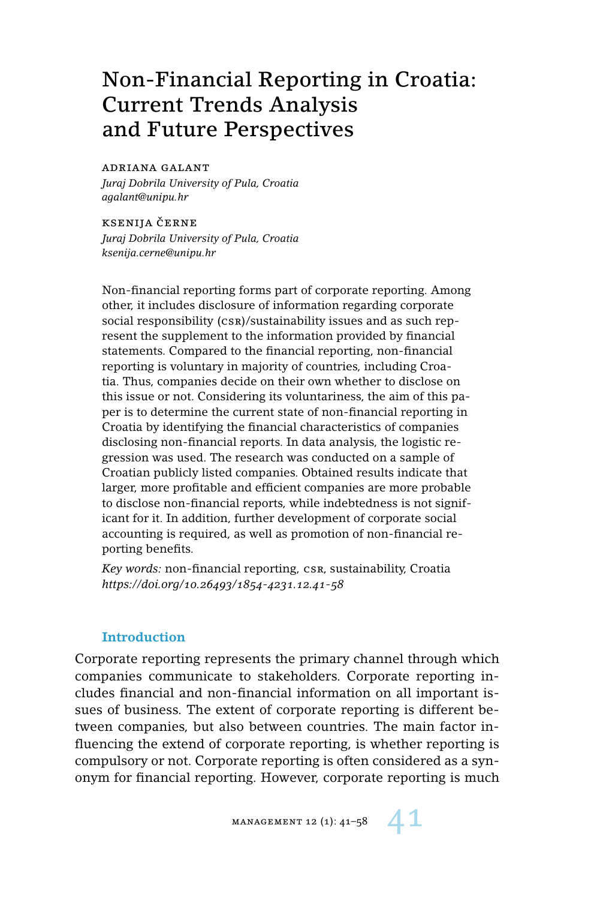# Non-Financial Reporting in Croatia: Current Trends Analysis and Future Perspectives

ADRIANA GALANT
*Juraj Dobrila University of Pula, Croatia*
*agalant@unipu.hr*

KSENIJA ČERNE
*Juraj Dobrila University of Pula, Croatia*
*ksenija.cerne@unipu.hr*

Non-financial reporting forms part of corporate reporting. Among other, it includes disclosure of information regarding corporate social responsibility (CSR)/sustainability issues and as such represent the supplement to the information provided by financial statements. Compared to the financial reporting, non-financial reporting is voluntary in majority of countries, including Croatia. Thus, companies decide on their own whether to disclose on this issue or not. Considering its voluntariness, the aim of this paper is to determine the current state of non-financial reporting in Croatia by identifying the financial characteristics of companies disclosing non-financial reports. In data analysis, the logistic regression was used. The research was conducted on a sample of Croatian publicly listed companies. Obtained results indicate that larger, more profitable and efficient companies are more probable to disclose non-financial reports, while indebtedness is not significant for it. In addition, further development of corporate social accounting is required, as well as promotion of non-financial reporting benefits.

*Key words:* non-financial reporting, CSR, sustainability, Croatia
*https://doi.org/10.26493/1854-4231.12.41-58*

## Introduction

Corporate reporting represents the primary channel through which companies communicate to stakeholders. Corporate reporting includes financial and non-financial information on all important issues of business. The extent of corporate reporting is different between companies, but also between countries. The main factor influencing the extend of corporate reporting, is whether reporting is compulsory or not. Corporate reporting is often considered as a synonym for financial reporting. However, corporate reporting is much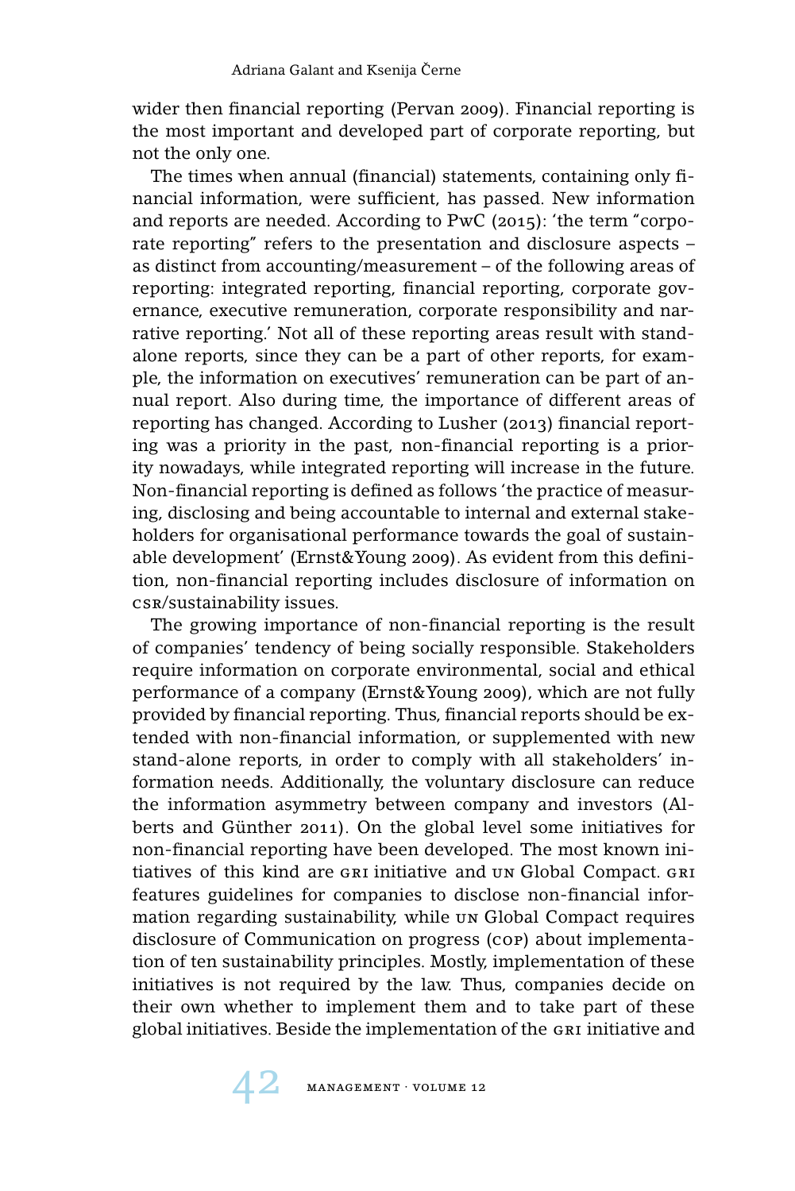wider then financial reporting (Pervan 2009). Financial reporting is the most important and developed part of corporate reporting, but not the only one.

The times when annual (financial) statements, containing only financial information, were sufficient, has passed. New information and reports are needed. According to PwC (2015): 'the term "corporate reporting" refers to the presentation and disclosure aspects – as distinct from accounting/measurement – of the following areas of reporting: integrated reporting, financial reporting, corporate governance, executive remuneration, corporate responsibility and narrative reporting.' Not all of these reporting areas result with standalone reports, since they can be a part of other reports, for example, the information on executives' remuneration can be part of annual report. Also during time, the importance of different areas of reporting has changed. According to Lusher (2013) financial reporting was a priority in the past, non-financial reporting is a priority nowadays, while integrated reporting will increase in the future. Non-financial reporting is defined as follows 'the practice of measuring, disclosing and being accountable to internal and external stakeholders for organisational performance towards the goal of sustainable development' (Ernst&Young 2009). As evident from this definition, non-financial reporting includes disclosure of information on CSR/sustainability issues.

The growing importance of non-financial reporting is the result of companies' tendency of being socially responsible. Stakeholders require information on corporate environmental, social and ethical performance of a company (Ernst&Young 2009), which are not fully provided by financial reporting. Thus, financial reports should be extended with non-financial information, or supplemented with new stand-alone reports, in order to comply with all stakeholders' information needs. Additionally, the voluntary disclosure can reduce the information asymmetry between company and investors (Alberts and Günther 2011). On the global level some initiatives for non-financial reporting have been developed. The most known initiatives of this kind are GRI initiative and UN Global Compact. GRI features guidelines for companies to disclose non-financial information regarding sustainability, while UN Global Compact requires disclosure of Communication on progress (COP) about implementation of ten sustainability principles. Mostly, implementation of these initiatives is not required by the law. Thus, companies decide on their own whether to implement them and to take part of these global initiatives. Beside the implementation of the GRI initiative and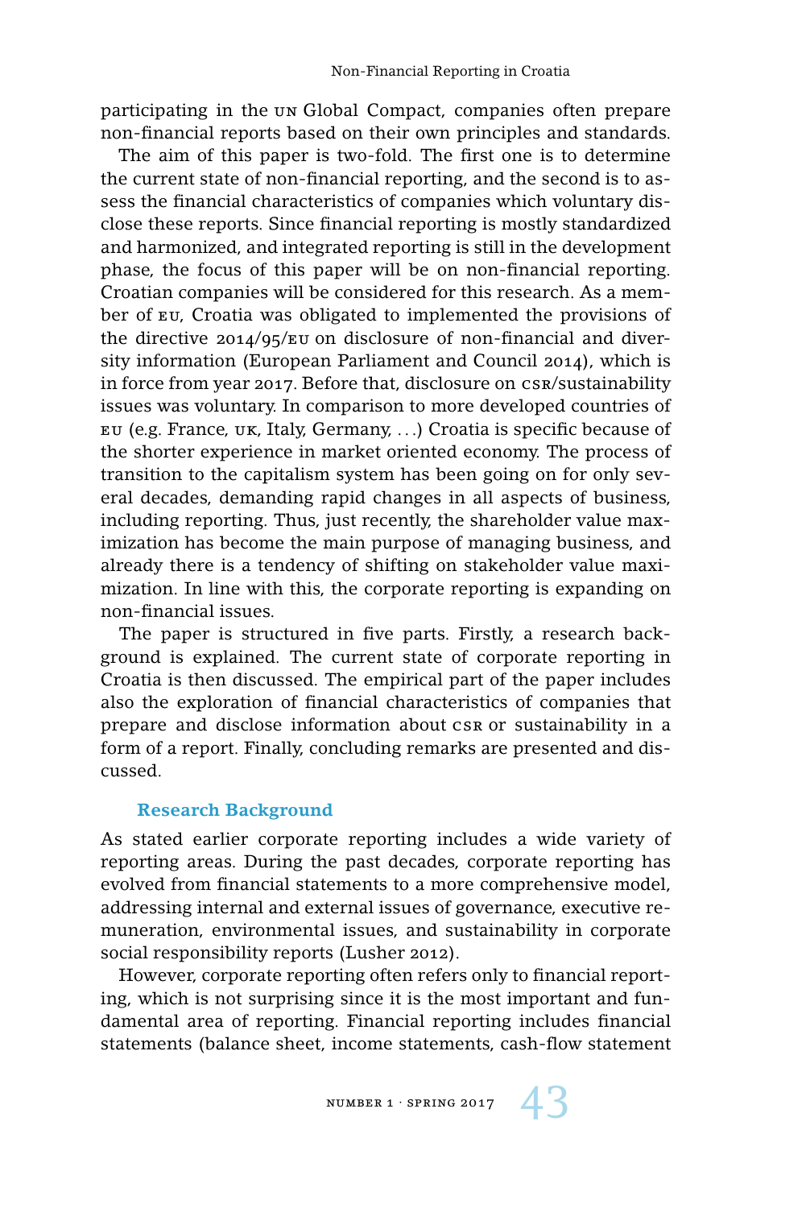participating in the UN Global Compact, companies often prepare non-financial reports based on their own principles and standards.

The aim of this paper is two-fold. The first one is to determine the current state of non-financial reporting, and the second is to assess the financial characteristics of companies which voluntary disclose these reports. Since financial reporting is mostly standardized and harmonized, and integrated reporting is still in the development phase, the focus of this paper will be on non-financial reporting. Croatian companies will be considered for this research. As a member of EU, Croatia was obligated to implemented the provisions of the directive 2014/95/EU on disclosure of non-financial and diversity information (European Parliament and Council 2014), which is in force from year 2017. Before that, disclosure on CSR/sustainability issues was voluntary. In comparison to more developed countries of EU (e.g. France, UK, Italy, Germany, ...) Croatia is specific because of the shorter experience in market oriented economy. The process of transition to the capitalism system has been going on for only several decades, demanding rapid changes in all aspects of business, including reporting. Thus, just recently, the shareholder value maximization has become the main purpose of managing business, and already there is a tendency of shifting on stakeholder value maximization. In line with this, the corporate reporting is expanding on non-financial issues.

The paper is structured in five parts. Firstly, a research background is explained. The current state of corporate reporting in Croatia is then discussed. The empirical part of the paper includes also the exploration of financial characteristics of companies that prepare and disclose information about CSR or sustainability in a form of a report. Finally, concluding remarks are presented and discussed.

## Research Background

As stated earlier corporate reporting includes a wide variety of reporting areas. During the past decades, corporate reporting has evolved from financial statements to a more comprehensive model, addressing internal and external issues of governance, executive remuneration, environmental issues, and sustainability in corporate social responsibility reports (Lusher 2012).

However, corporate reporting often refers only to financial reporting, which is not surprising since it is the most important and fundamental area of reporting. Financial reporting includes financial statements (balance sheet, income statements, cash-flow statement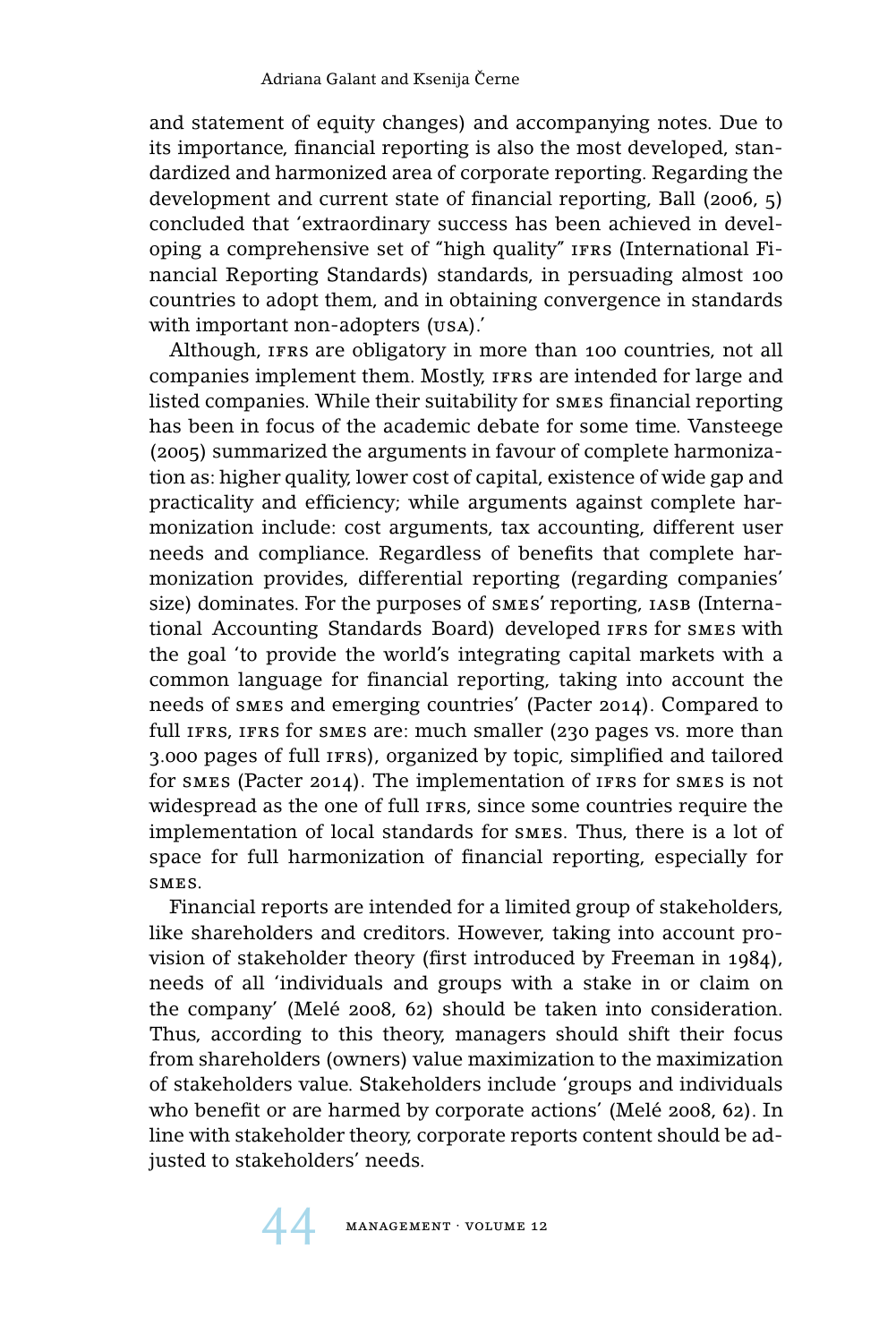and statement of equity changes) and accompanying notes. Due to its importance, financial reporting is also the most developed, standardized and harmonized area of corporate reporting. Regarding the development and current state of financial reporting, Ball (2006, 5) concluded that 'extraordinary success has been achieved in developing a comprehensive set of "high quality" IFRS (International Financial Reporting Standards) standards, in persuading almost 100 countries to adopt them, and in obtaining convergence in standards with important non-adopters (USA).'

Although, IFRS are obligatory in more than 100 countries, not all companies implement them. Mostly, IFRS are intended for large and listed companies. While their suitability for SMES financial reporting has been in focus of the academic debate for some time. Vansteege (2005) summarized the arguments in favour of complete harmonization as: higher quality, lower cost of capital, existence of wide gap and practicality and efficiency; while arguments against complete harmonization include: cost arguments, tax accounting, different user needs and compliance. Regardless of benefits that complete harmonization provides, differential reporting (regarding companies' size) dominates. For the purposes of SMES' reporting, IASB (International Accounting Standards Board) developed IFRS for SMES with the goal 'to provide the world's integrating capital markets with a common language for financial reporting, taking into account the needs of SMES and emerging countries' (Pacter 2014). Compared to full IFRS, IFRS for SMES are: much smaller (230 pages vs. more than 3.000 pages of full IFRS), organized by topic, simplified and tailored for SMES (Pacter 2014). The implementation of IFRS for SMES is not widespread as the one of full IFRS, since some countries require the implementation of local standards for SMES. Thus, there is a lot of space for full harmonization of financial reporting, especially for SMES.

Financial reports are intended for a limited group of stakeholders, like shareholders and creditors. However, taking into account provision of stakeholder theory (first introduced by Freeman in 1984), needs of all 'individuals and groups with a stake in or claim on the company' (Melé 2008, 62) should be taken into consideration. Thus, according to this theory, managers should shift their focus from shareholders (owners) value maximization to the maximization of stakeholders value. Stakeholders include 'groups and individuals who benefit or are harmed by corporate actions' (Melé 2008, 62). In line with stakeholder theory, corporate reports content should be adjusted to stakeholders' needs.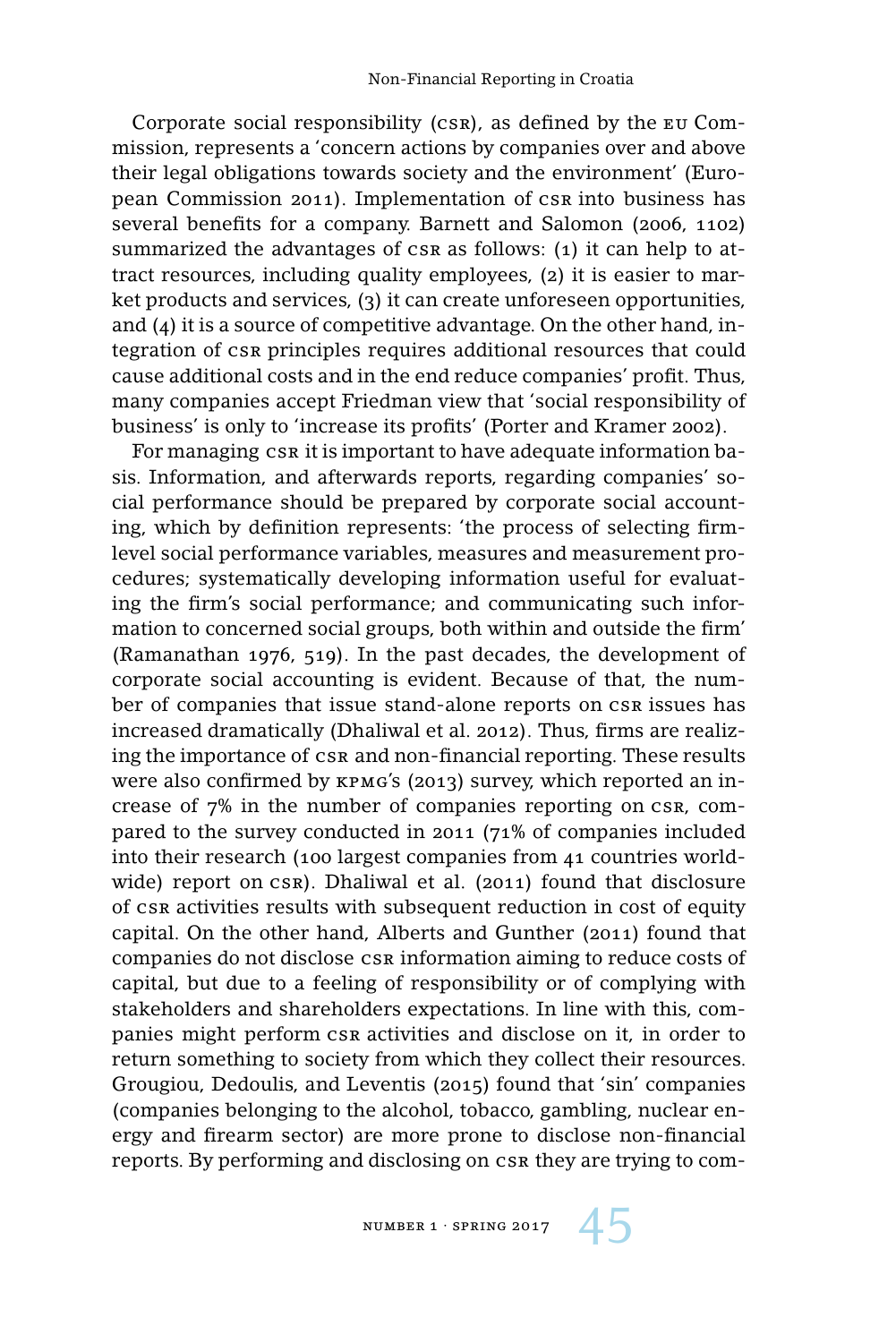Corporate social responsibility (CSR), as defined by the EU Commission, represents a 'concern actions by companies over and above their legal obligations towards society and the environment' (European Commission 2011). Implementation of CSR into business has several benefits for a company. Barnett and Salomon (2006, 1102) summarized the advantages of CSR as follows: (1) it can help to attract resources, including quality employees, (2) it is easier to market products and services, (3) it can create unforeseen opportunities, and (4) it is a source of competitive advantage. On the other hand, integration of CSR principles requires additional resources that could cause additional costs and in the end reduce companies' profit. Thus, many companies accept Friedman view that 'social responsibility of business' is only to 'increase its profits' (Porter and Kramer 2002).

For managing CSR it is important to have adequate information basis. Information, and afterwards reports, regarding companies' social performance should be prepared by corporate social accounting, which by definition represents: 'the process of selecting firm-level social performance variables, measures and measurement procedures; systematically developing information useful for evaluating the firm's social performance; and communicating such information to concerned social groups, both within and outside the firm' (Ramanathan 1976, 519). In the past decades, the development of corporate social accounting is evident. Because of that, the number of companies that issue stand-alone reports on CSR issues has increased dramatically (Dhaliwal et al. 2012). Thus, firms are realizing the importance of CSR and non-financial reporting. These results were also confirmed by KPMG's (2013) survey, which reported an increase of 7% in the number of companies reporting on CSR, compared to the survey conducted in 2011 (71% of companies included into their research (100 largest companies from 41 countries worldwide) report on CSR). Dhaliwal et al. (2011) found that disclosure of CSR activities results with subsequent reduction in cost of equity capital. On the other hand, Alberts and Gunther (2011) found that companies do not disclose CSR information aiming to reduce costs of capital, but due to a feeling of responsibility or of complying with stakeholders and shareholders expectations. In line with this, companies might perform CSR activities and disclose on it, in order to return something to society from which they collect their resources. Grougiou, Dedoulis, and Leventis (2015) found that 'sin' companies (companies belonging to the alcohol, tobacco, gambling, nuclear energy and firearm sector) are more prone to disclose non-financial reports. By performing and disclosing on CSR they are trying to com-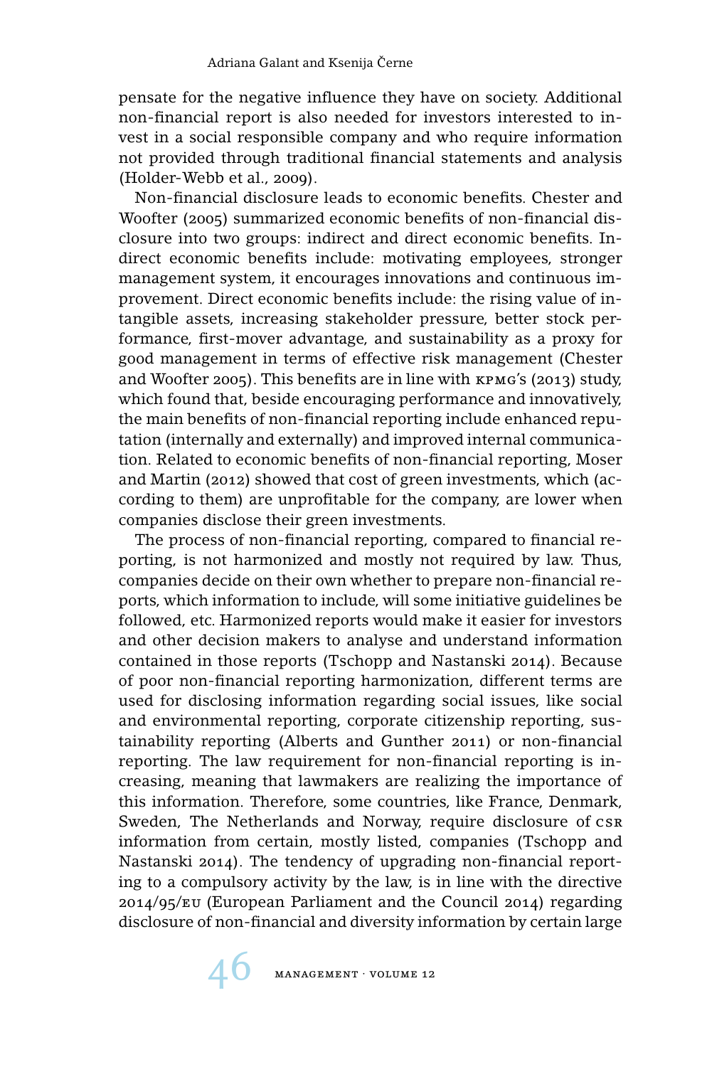pensate for the negative influence they have on society. Additional non-financial report is also needed for investors interested to invest in a social responsible company and who require information not provided through traditional financial statements and analysis (Holder-Webb et al., 2009).

Non-financial disclosure leads to economic benefits. Chester and Woofter (2005) summarized economic benefits of non-financial disclosure into two groups: indirect and direct economic benefits. Indirect economic benefits include: motivating employees, stronger management system, it encourages innovations and continuous improvement. Direct economic benefits include: the rising value of intangible assets, increasing stakeholder pressure, better stock performance, first-mover advantage, and sustainability as a proxy for good management in terms of effective risk management (Chester and Woofter 2005). This benefits are in line with KPMG's (2013) study, which found that, beside encouraging performance and innovatively, the main benefits of non-financial reporting include enhanced reputation (internally and externally) and improved internal communication. Related to economic benefits of non-financial reporting, Moser and Martin (2012) showed that cost of green investments, which (according to them) are unprofitable for the company, are lower when companies disclose their green investments.

The process of non-financial reporting, compared to financial reporting, is not harmonized and mostly not required by law. Thus, companies decide on their own whether to prepare non-financial reports, which information to include, will some initiative guidelines be followed, etc. Harmonized reports would make it easier for investors and other decision makers to analyse and understand information contained in those reports (Tschopp and Nastanski 2014). Because of poor non-financial reporting harmonization, different terms are used for disclosing information regarding social issues, like social and environmental reporting, corporate citizenship reporting, sustainability reporting (Alberts and Gunther 2011) or non-financial reporting. The law requirement for non-financial reporting is increasing, meaning that lawmakers are realizing the importance of this information. Therefore, some countries, like France, Denmark, Sweden, The Netherlands and Norway, require disclosure of CSR information from certain, mostly listed, companies (Tschopp and Nastanski 2014). The tendency of upgrading non-financial reporting to a compulsory activity by the law, is in line with the directive 2014/95/EU (European Parliament and the Council 2014) regarding disclosure of non-financial and diversity information by certain large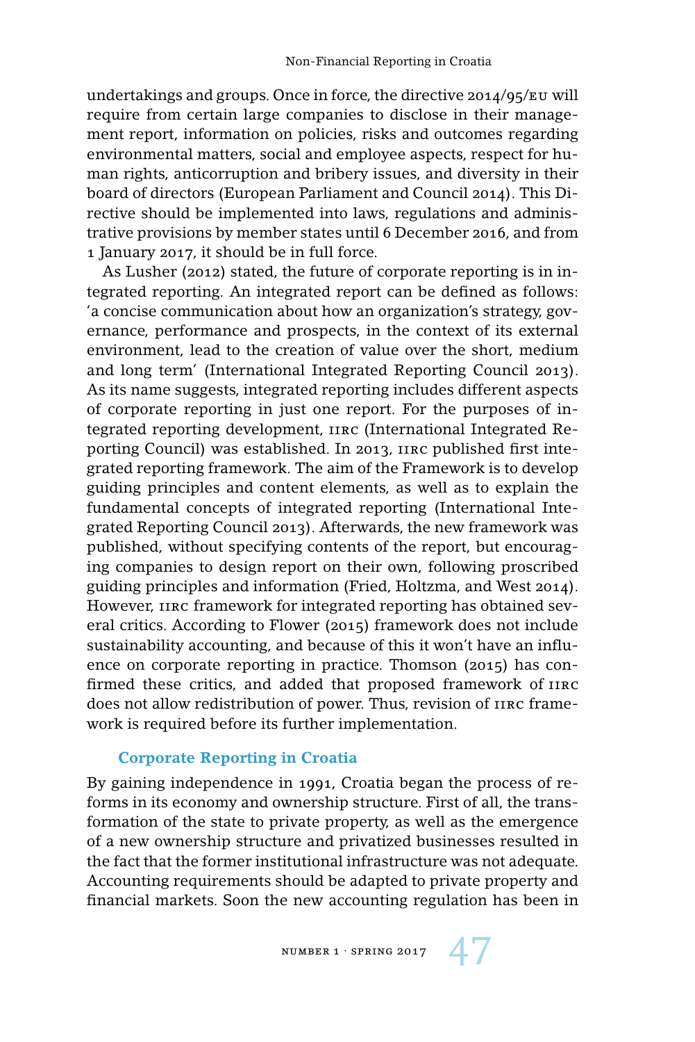undertakings and groups. Once in force, the directive 2014/95/EU will require from certain large companies to disclose in their management report, information on policies, risks and outcomes regarding environmental matters, social and employee aspects, respect for human rights, anticorruption and bribery issues, and diversity in their board of directors (European Parliament and Council 2014). This Directive should be implemented into laws, regulations and administrative provisions by member states until 6 December 2016, and from 1 January 2017, it should be in full force.

As Lusher (2012) stated, the future of corporate reporting is in integrated reporting. An integrated report can be defined as follows: 'a concise communication about how an organization's strategy, governance, performance and prospects, in the context of its external environment, lead to the creation of value over the short, medium and long term' (International Integrated Reporting Council 2013). As its name suggests, integrated reporting includes different aspects of corporate reporting in just one report. For the purposes of integrated reporting development, IIRC (International Integrated Reporting Council) was established. In 2013, IIRC published first integrated reporting framework. The aim of the Framework is to develop guiding principles and content elements, as well as to explain the fundamental concepts of integrated reporting (International Integrated Reporting Council 2013). Afterwards, the new framework was published, without specifying contents of the report, but encouraging companies to design report on their own, following proscribed guiding principles and information (Fried, Holtzma, and West 2014). However, IIRC framework for integrated reporting has obtained several critics. According to Flower (2015) framework does not include sustainability accounting, and because of this it won't have an influence on corporate reporting in practice. Thomson (2015) has confirmed these critics, and added that proposed framework of IIRC does not allow redistribution of power. Thus, revision of IIRC framework is required before its further implementation.

## Corporate Reporting in Croatia

By gaining independence in 1991, Croatia began the process of reforms in its economy and ownership structure. First of all, the transformation of the state to private property, as well as the emergence of a new ownership structure and privatized businesses resulted in the fact that the former institutional infrastructure was not adequate. Accounting requirements should be adapted to private property and financial markets. Soon the new accounting regulation has been in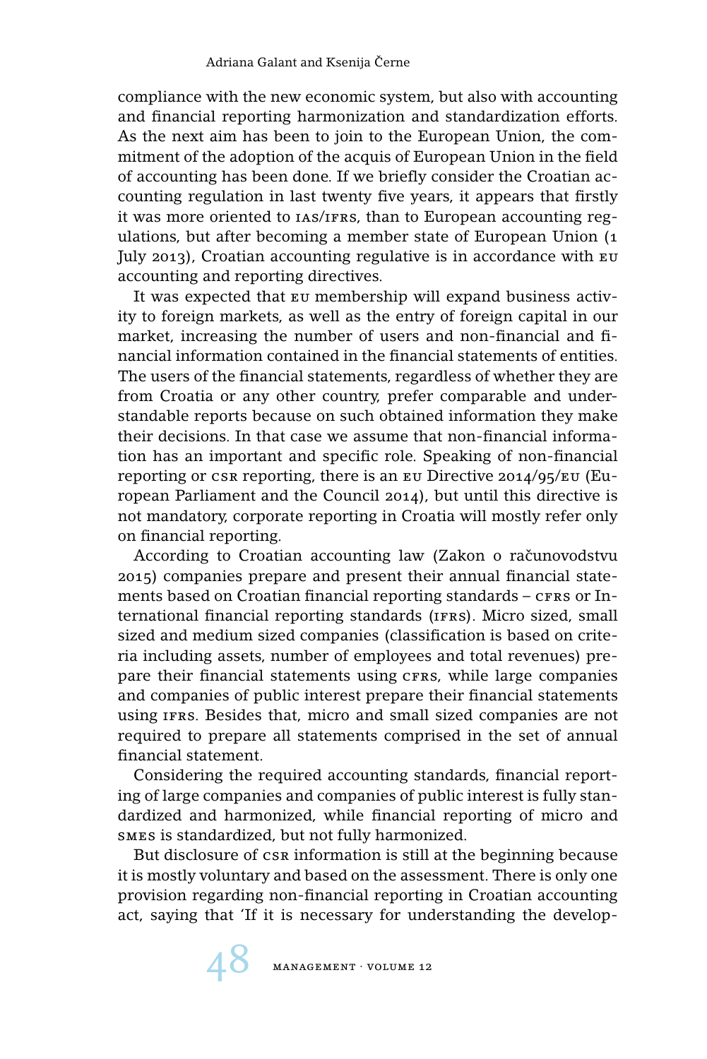compliance with the new economic system, but also with accounting and financial reporting harmonization and standardization efforts. As the next aim has been to join to the European Union, the commitment of the adoption of the acquis of European Union in the field of accounting has been done. If we briefly consider the Croatian accounting regulation in last twenty five years, it appears that firstly it was more oriented to IAS/IFRS, than to European accounting regulations, but after becoming a member state of European Union (1 July 2013), Croatian accounting regulative is in accordance with EU accounting and reporting directives.

It was expected that EU membership will expand business activity to foreign markets, as well as the entry of foreign capital in our market, increasing the number of users and non-financial and financial information contained in the financial statements of entities. The users of the financial statements, regardless of whether they are from Croatia or any other country, prefer comparable and understandable reports because on such obtained information they make their decisions. In that case we assume that non-financial information has an important and specific role. Speaking of non-financial reporting or CSR reporting, there is an EU Directive 2014/95/EU (European Parliament and the Council 2014), but until this directive is not mandatory, corporate reporting in Croatia will mostly refer only on financial reporting.

According to Croatian accounting law (Zakon o računovodstvu 2015) companies prepare and present their annual financial statements based on Croatian financial reporting standards – CFRS or International financial reporting standards (IFRS). Micro sized, small sized and medium sized companies (classification is based on criteria including assets, number of employees and total revenues) prepare their financial statements using CFRS, while large companies and companies of public interest prepare their financial statements using IFRS. Besides that, micro and small sized companies are not required to prepare all statements comprised in the set of annual financial statement.

Considering the required accounting standards, financial reporting of large companies and companies of public interest is fully standardized and harmonized, while financial reporting of micro and SMEs is standardized, but not fully harmonized.

But disclosure of CSR information is still at the beginning because it is mostly voluntary and based on the assessment. There is only one provision regarding non-financial reporting in Croatian accounting act, saying that 'If it is necessary for understanding the develop-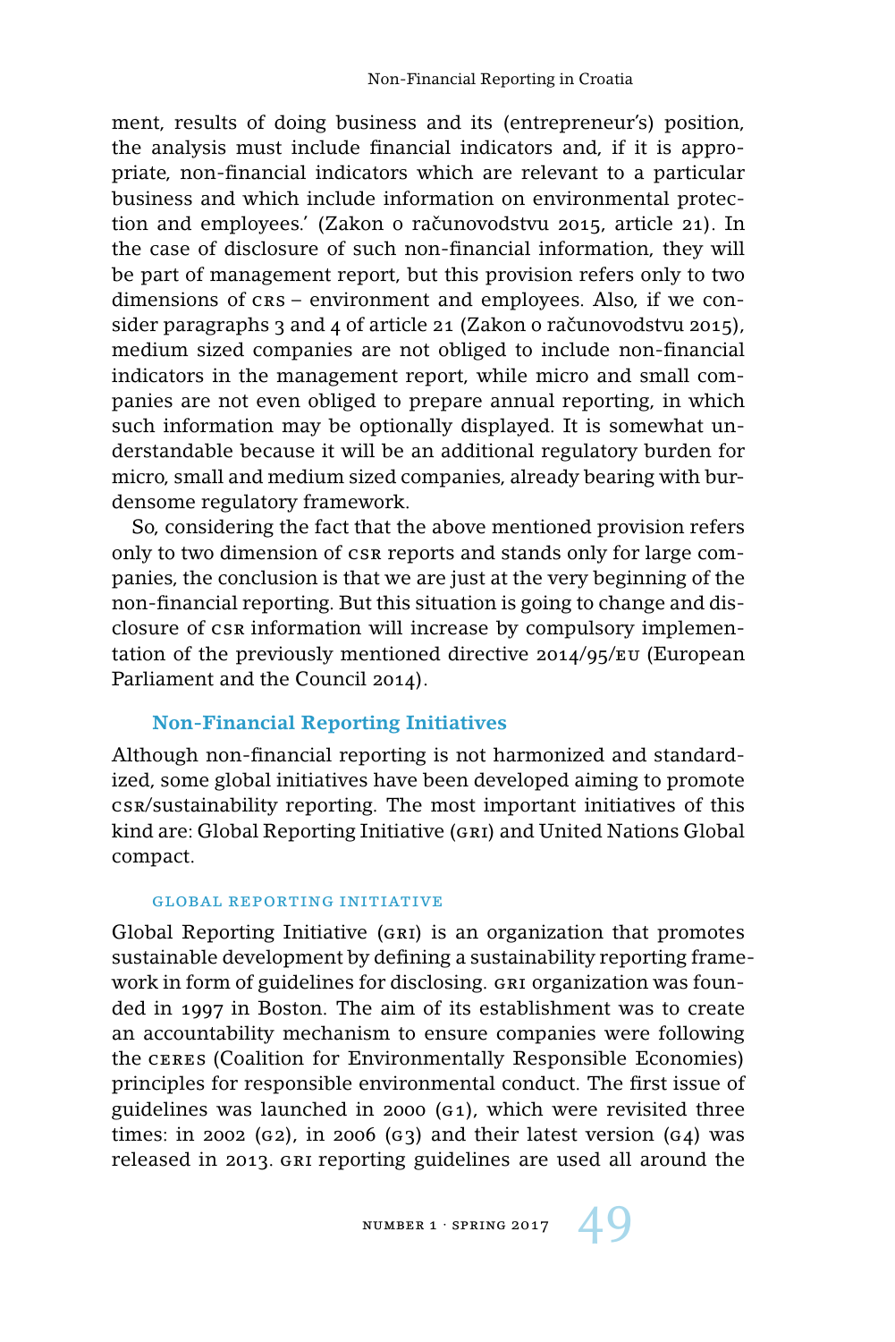ment, results of doing business and its (entrepreneur's) position, the analysis must include financial indicators and, if it is appropriate, non-financial indicators which are relevant to a particular business and which include information on environmental protection and employees.' (Zakon o računovodstvu 2015, article 21). In the case of disclosure of such non-financial information, they will be part of management report, but this provision refers only to two dimensions of CRS – environment and employees. Also, if we consider paragraphs 3 and 4 of article 21 (Zakon o računovodstvu 2015), medium sized companies are not obliged to include non-financial indicators in the management report, while micro and small companies are not even obliged to prepare annual reporting, in which such information may be optionally displayed. It is somewhat understandable because it will be an additional regulatory burden for micro, small and medium sized companies, already bearing with burdensome regulatory framework.

So, considering the fact that the above mentioned provision refers only to two dimension of CSR reports and stands only for large companies, the conclusion is that we are just at the very beginning of the non-financial reporting. But this situation is going to change and disclosure of CSR information will increase by compulsory implementation of the previously mentioned directive 2014/95/EU (European Parliament and the Council 2014).

## Non-Financial Reporting Initiatives

Although non-financial reporting is not harmonized and standardized, some global initiatives have been developed aiming to promote CSR/sustainability reporting. The most important initiatives of this kind are: Global Reporting Initiative (GRI) and United Nations Global compact.

### Global Reporting Initiative

Global Reporting Initiative (GRI) is an organization that promotes sustainable development by defining a sustainability reporting framework in form of guidelines for disclosing. GRI organization was founded in 1997 in Boston. The aim of its establishment was to create an accountability mechanism to ensure companies were following the CERES (Coalition for Environmentally Responsible Economies) principles for responsible environmental conduct. The first issue of guidelines was launched in 2000 (G1), which were revisited three times: in 2002 (G2), in 2006 (G3) and their latest version (G4) was released in 2013. GRI reporting guidelines are used all around the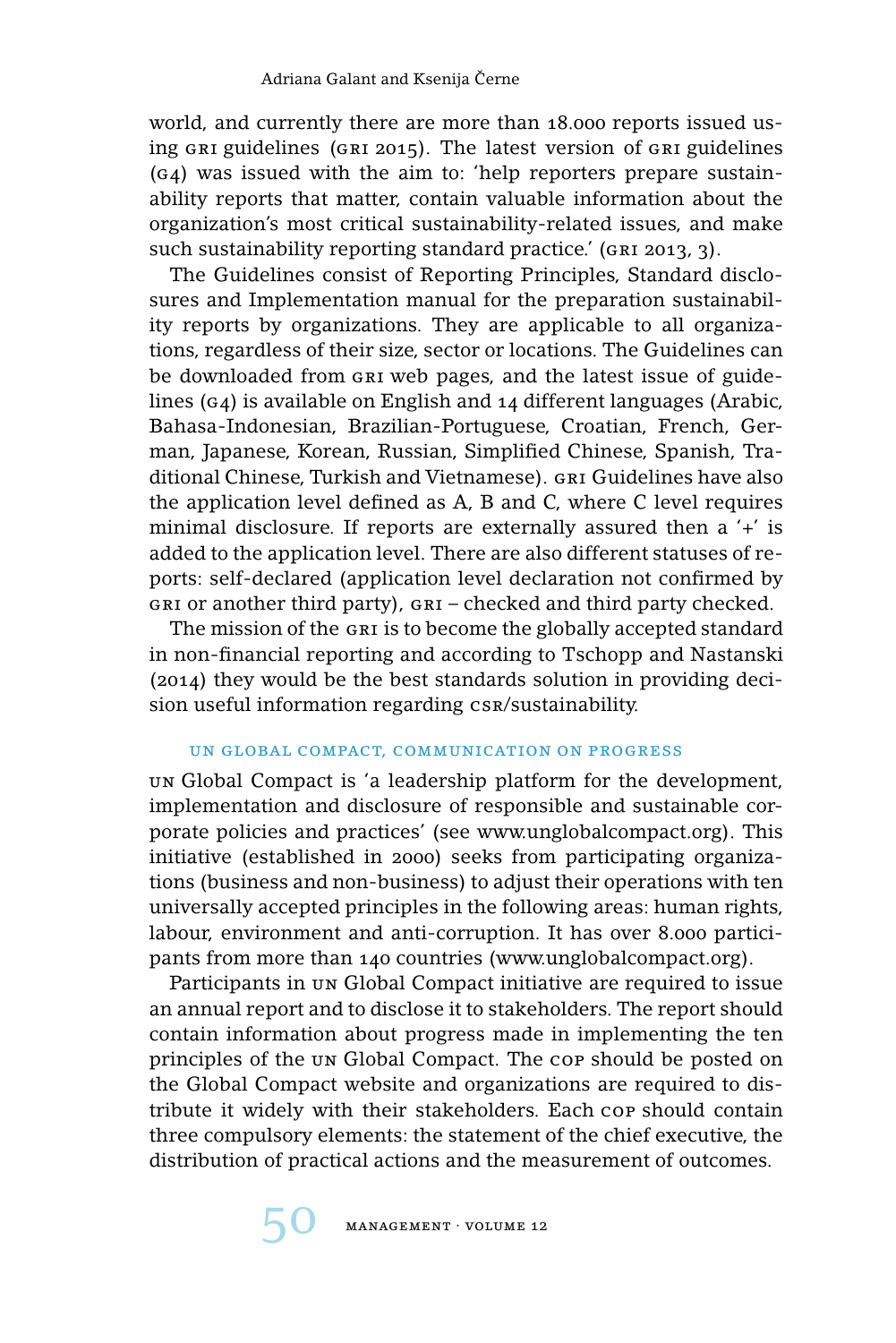world, and currently there are more than 18.000 reports issued using GRI guidelines (GRI 2015). The latest version of GRI guidelines (G4) was issued with the aim to: 'help reporters prepare sustainability reports that matter, contain valuable information about the organization's most critical sustainability-related issues, and make such sustainability reporting standard practice.' (GRI 2013, 3).

The Guidelines consist of Reporting Principles, Standard disclosures and Implementation manual for the preparation sustainability reports by organizations. They are applicable to all organizations, regardless of their size, sector or locations. The Guidelines can be downloaded from GRI web pages, and the latest issue of guidelines (G4) is available on English and 14 different languages (Arabic, Bahasa-Indonesian, Brazilian-Portuguese, Croatian, French, German, Japanese, Korean, Russian, Simplified Chinese, Spanish, Traditional Chinese, Turkish and Vietnamese). GRI Guidelines have also the application level defined as A, B and C, where C level requires minimal disclosure. If reports are externally assured then a '+' is added to the application level. There are also different statuses of reports: self-declared (application level declaration not confirmed by GRI or another third party), GRI – checked and third party checked.

The mission of the GRI is to become the globally accepted standard in non-financial reporting and according to Tschopp and Nastanski (2014) they would be the best standards solution in providing decision useful information regarding CSR/sustainability.

### UN Global Compact, Communication on Progress

UN Global Compact is 'a leadership platform for the development, implementation and disclosure of responsible and sustainable corporate policies and practices' (see www.unglobalcompact.org). This initiative (established in 2000) seeks from participating organizations (business and non-business) to adjust their operations with ten universally accepted principles in the following areas: human rights, labour, environment and anti-corruption. It has over 8.000 participants from more than 140 countries (www.unglobalcompact.org).

Participants in UN Global Compact initiative are required to issue an annual report and to disclose it to stakeholders. The report should contain information about progress made in implementing the ten principles of the UN Global Compact. The COP should be posted on the Global Compact website and organizations are required to distribute it widely with their stakeholders. Each COP should contain three compulsory elements: the statement of the chief executive, the distribution of practical actions and the measurement of outcomes.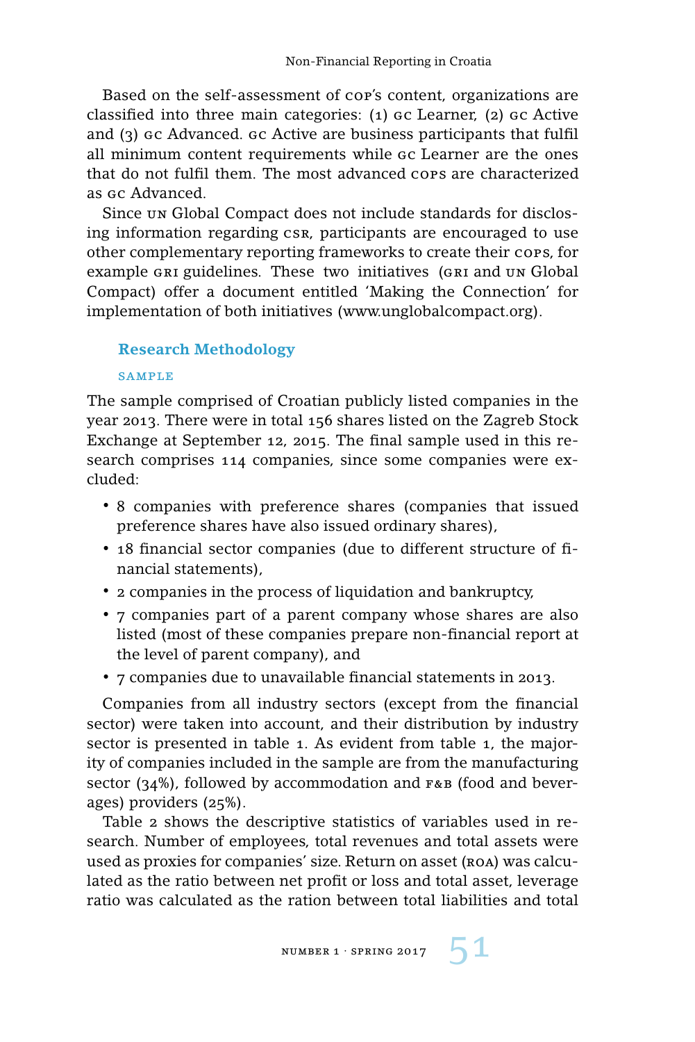Based on the self-assessment of COP's content, organizations are classified into three main categories: (1) GC Learner, (2) GC Active and (3) GC Advanced. GC Active are business participants that fulfil all minimum content requirements while GC Learner are the ones that do not fulfil them. The most advanced COPs are characterized as GC Advanced.

Since UN Global Compact does not include standards for disclosing information regarding CSR, participants are encouraged to use other complementary reporting frameworks to create their COPs, for example GRI guidelines. These two initiatives (GRI and UN Global Compact) offer a document entitled 'Making the Connection' for implementation of both initiatives (www.unglobalcompact.org).

## Research Methodology

### SAMPLE

The sample comprised of Croatian publicly listed companies in the year 2013. There were in total 156 shares listed on the Zagreb Stock Exchange at September 12, 2015. The final sample used in this research comprises 114 companies, since some companies were excluded:

- 8 companies with preference shares (companies that issued preference shares have also issued ordinary shares),
- 18 financial sector companies (due to different structure of financial statements),
- 2 companies in the process of liquidation and bankruptcy,
- 7 companies part of a parent company whose shares are also listed (most of these companies prepare non-financial report at the level of parent company), and
- 7 companies due to unavailable financial statements in 2013.

Companies from all industry sectors (except from the financial sector) were taken into account, and their distribution by industry sector is presented in table 1. As evident from table 1, the majority of companies included in the sample are from the manufacturing sector (34%), followed by accommodation and F&B (food and beverages) providers (25%).

Table 2 shows the descriptive statistics of variables used in research. Number of employees, total revenues and total assets were used as proxies for companies' size. Return on asset (ROA) was calculated as the ratio between net profit or loss and total asset, leverage ratio was calculated as the ration between total liabilities and total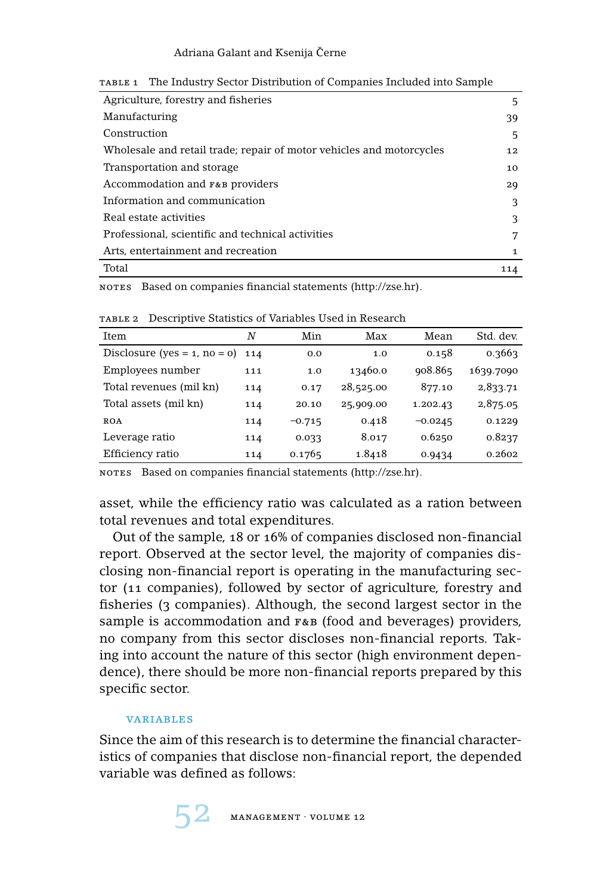TABLE 1 The Industry Sector Distribution of Companies Included into Sample

| | |
|---|---|
| Agriculture, forestry and fisheries | 5 |
| Manufacturing | 39 |
| Construction | 5 |
| Wholesale and retail trade; repair of motor vehicles and motorcycles | 12 |
| Transportation and storage | 10 |
| Accommodation and F&B providers | 29 |
| Information and communication | 3 |
| Real estate activities | 3 |
| Professional, scientific and technical activities | 7 |
| Arts, entertainment and recreation | 1 |
| Total | 114 |

NOTES Based on companies financial statements (http://zse.hr).

TABLE 2 Descriptive Statistics of Variables Used in Research

| Item | N | Min | Max | Mean | Std. dev. |
|---|---|---|---|---|---|
| Disclosure (yes = 1, no = 0) | 114 | 0.0 | 1.0 | 0.158 | 0.3663 |
| Employees number | 111 | 1.0 | 13460.0 | 908.865 | 1639.7090 |
| Total revenues (mil kn) | 114 | 0.17 | 28,525.00 | 877.10 | 2,833.71 |
| Total assets (mil kn) | 114 | 20.10 | 25,909.00 | 1.202.43 | 2,875.05 |
| ROA | 114 | −0.715 | 0.418 | −0.0245 | 0.1229 |
| Leverage ratio | 114 | 0.033 | 8.017 | 0.6250 | 0.8237 |
| Efficiency ratio | 114 | 0.1765 | 1.8418 | 0.9434 | 0.2602 |

NOTES Based on companies financial statements (http://zse.hr).

asset, while the efficiency ratio was calculated as a ration between total revenues and total expenditures.

Out of the sample, 18 or 16% of companies disclosed non-financial report. Observed at the sector level, the majority of companies disclosing non-financial report is operating in the manufacturing sector (11 companies), followed by sector of agriculture, forestry and fisheries (3 companies). Although, the second largest sector in the sample is accommodation and F&B (food and beverages) providers, no company from this sector discloses non-financial reports. Taking into account the nature of this sector (high environment dependence), there should be more non-financial reports prepared by this specific sector.

### VARIABLES

Since the aim of this research is to determine the financial characteristics of companies that disclose non-financial report, the depended variable was defined as follows: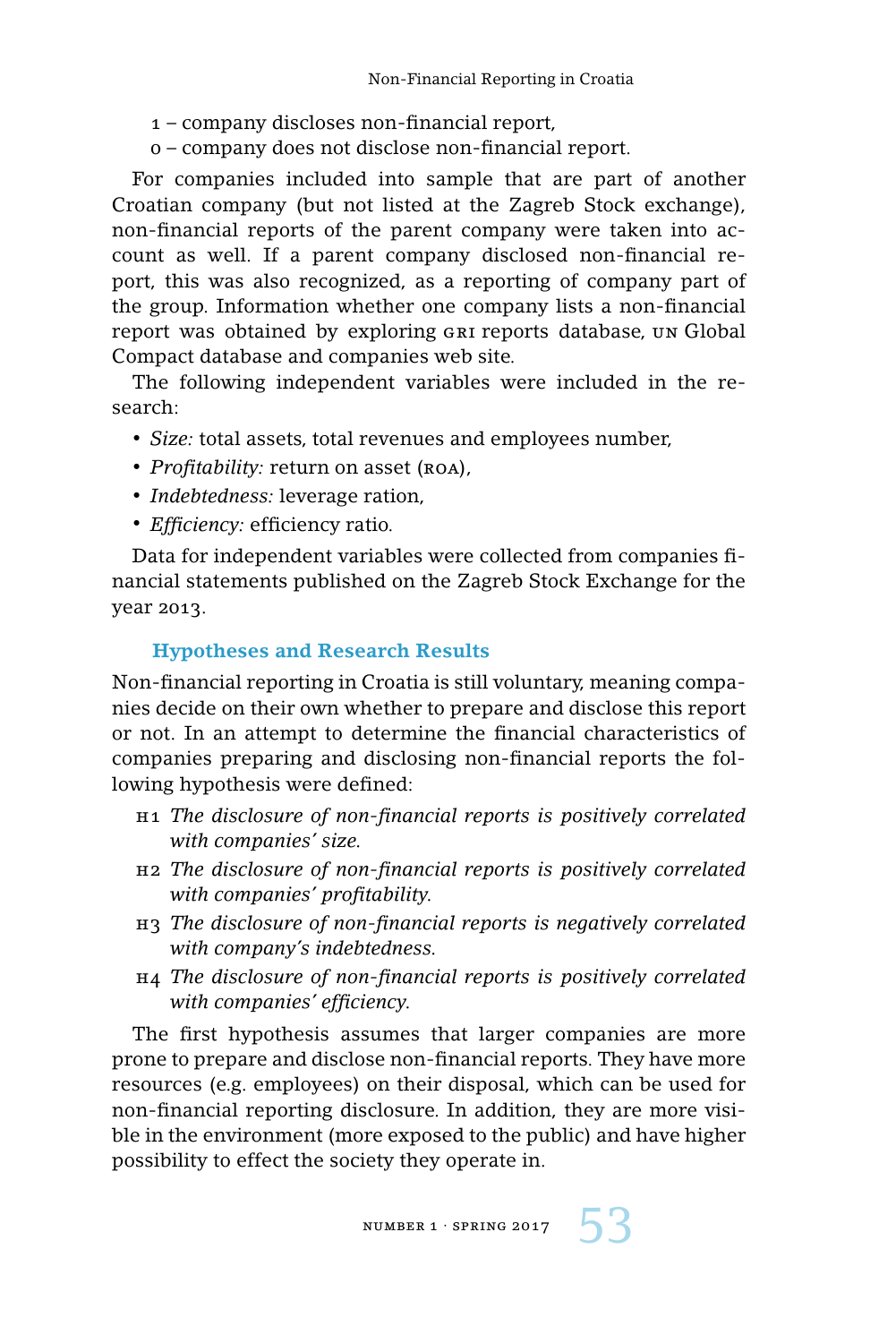1 – company discloses non-financial report,
0 – company does not disclose non-financial report.

For companies included into sample that are part of another Croatian company (but not listed at the Zagreb Stock exchange), non-financial reports of the parent company were taken into account as well. If a parent company disclosed non-financial report, this was also recognized, as a reporting of company part of the group. Information whether one company lists a non-financial report was obtained by exploring GRI reports database, UN Global Compact database and companies web site.

The following independent variables were included in the research:

- *Size:* total assets, total revenues and employees number,
- *Profitability:* return on asset (ROA),
- *Indebtedness:* leverage ration,
- *Efficiency:* efficiency ratio.

Data for independent variables were collected from companies financial statements published on the Zagreb Stock Exchange for the year 2013.

## Hypotheses and Research Results

Non-financial reporting in Croatia is still voluntary, meaning companies decide on their own whether to prepare and disclose this report or not. In an attempt to determine the financial characteristics of companies preparing and disclosing non-financial reports the following hypothesis were defined:

- H1 *The disclosure of non-financial reports is positively correlated with companies' size.*
- H2 *The disclosure of non-financial reports is positively correlated with companies' profitability.*
- H3 *The disclosure of non-financial reports is negatively correlated with company's indebtedness.*
- H4 *The disclosure of non-financial reports is positively correlated with companies' efficiency.*

The first hypothesis assumes that larger companies are more prone to prepare and disclose non-financial reports. They have more resources (e.g. employees) on their disposal, which can be used for non-financial reporting disclosure. In addition, they are more visible in the environment (more exposed to the public) and have higher possibility to effect the society they operate in.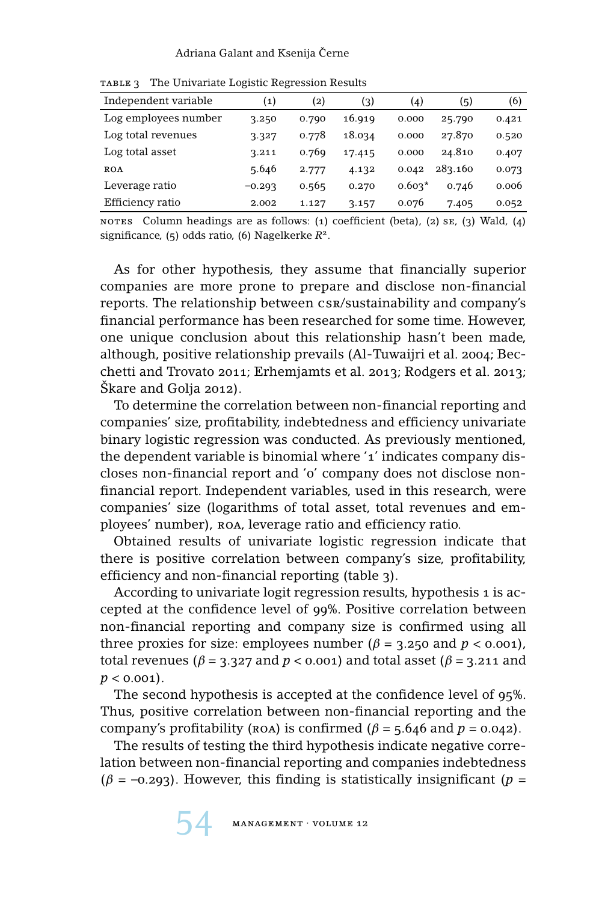TABLE 3 The Univariate Logistic Regression Results

| Independent variable | (1) | (2) | (3) | (4) | (5) | (6) |
|---|---|---|---|---|---|---|
| Log employees number | 3.250 | 0.790 | 16.919 | 0.000 | 25.790 | 0.421 |
| Log total revenues | 3.327 | 0.778 | 18.034 | 0.000 | 27.870 | 0.520 |
| Log total asset | 3.211 | 0.769 | 17.415 | 0.000 | 24.810 | 0.407 |
| ROA | 5.646 | 2.777 | 4.132 | 0.042 | 283.160 | 0.073 |
| Leverage ratio | −0.293 | 0.565 | 0.270 | 0.603* | 0.746 | 0.006 |
| Efficiency ratio | 2.002 | 1.127 | 3.157 | 0.076 | 7.405 | 0.052 |

NOTES Column headings are as follows: (1) coefficient (beta), (2) SE, (3) Wald, (4) significance, (5) odds ratio, (6) Nagelkerke $R^2$.

As for other hypothesis, they assume that financially superior companies are more prone to prepare and disclose non-financial reports. The relationship between CSR/sustainability and company's financial performance has been researched for some time. However, one unique conclusion about this relationship hasn't been made, although, positive relationship prevails (Al-Tuwaijri et al. 2004; Becchetti and Trovato 2011; Erhemjamts et al. 2013; Rodgers et al. 2013; Škare and Golja 2012).

To determine the correlation between non-financial reporting and companies' size, profitability, indebtedness and efficiency univariate binary logistic regression was conducted. As previously mentioned, the dependent variable is binomial where '1' indicates company discloses non-financial report and '0' company does not disclose non-financial report. Independent variables, used in this research, were companies' size (logarithms of total asset, total revenues and employees' number), ROA, leverage ratio and efficiency ratio.

Obtained results of univariate logistic regression indicate that there is positive correlation between company's size, profitability, efficiency and non-financial reporting (table 3).

According to univariate logit regression results, hypothesis 1 is accepted at the confidence level of 99%. Positive correlation between non-financial reporting and company size is confirmed using all three proxies for size: employees number ($\beta = 3.250$ and $p < 0.001$), total revenues ($\beta = 3.327$ and $p < 0.001$) and total asset ($\beta = 3.211$ and $p < 0.001$).

The second hypothesis is accepted at the confidence level of 95%. Thus, positive correlation between non-financial reporting and the company's profitability (ROA) is confirmed ($\beta = 5.646$ and $p = 0.042$).

The results of testing the third hypothesis indicate negative correlation between non-financial reporting and companies indebtedness ($\beta = -0.293$). However, this finding is statistically insignificant ($p =$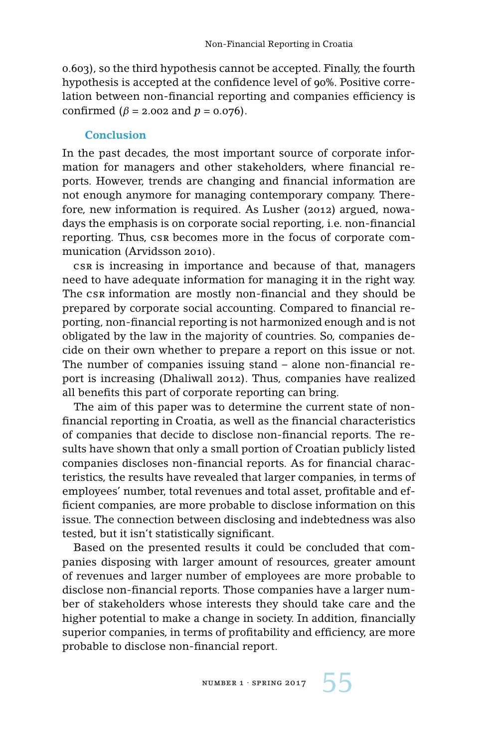0.603), so the third hypothesis cannot be accepted. Finally, the fourth hypothesis is accepted at the confidence level of 90%. Positive correlation between non-financial reporting and companies efficiency is confirmed ($\beta = 2.002$ and $p = 0.076$).

## Conclusion

In the past decades, the most important source of corporate information for managers and other stakeholders, where financial reports. However, trends are changing and financial information are not enough anymore for managing contemporary company. Therefore, new information is required. As Lusher (2012) argued, nowadays the emphasis is on corporate social reporting, i.e. non-financial reporting. Thus, CSR becomes more in the focus of corporate communication (Arvidsson 2010).

CSR is increasing in importance and because of that, managers need to have adequate information for managing it in the right way. The CSR information are mostly non-financial and they should be prepared by corporate social accounting. Compared to financial reporting, non-financial reporting is not harmonized enough and is not obligated by the law in the majority of countries. So, companies decide on their own whether to prepare a report on this issue or not. The number of companies issuing stand – alone non-financial report is increasing (Dhaliwall 2012). Thus, companies have realized all benefits this part of corporate reporting can bring.

The aim of this paper was to determine the current state of non-financial reporting in Croatia, as well as the financial characteristics of companies that decide to disclose non-financial reports. The results have shown that only a small portion of Croatian publicly listed companies discloses non-financial reports. As for financial characteristics, the results have revealed that larger companies, in terms of employees' number, total revenues and total asset, profitable and efficient companies, are more probable to disclose information on this issue. The connection between disclosing and indebtedness was also tested, but it isn't statistically significant.

Based on the presented results it could be concluded that companies disposing with larger amount of resources, greater amount of revenues and larger number of employees are more probable to disclose non-financial reports. Those companies have a larger number of stakeholders whose interests they should take care and the higher potential to make a change in society. In addition, financially superior companies, in terms of profitability and efficiency, are more probable to disclose non-financial report.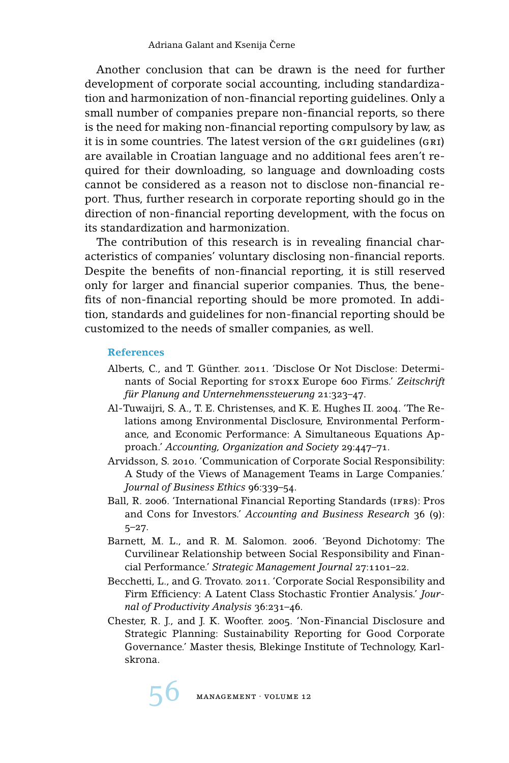Another conclusion that can be drawn is the need for further development of corporate social accounting, including standardization and harmonization of non-financial reporting guidelines. Only a small number of companies prepare non-financial reports, so there is the need for making non-financial reporting compulsory by law, as it is in some countries. The latest version of the GRI guidelines (GRI) are available in Croatian language and no additional fees aren't required for their downloading, so language and downloading costs cannot be considered as a reason not to disclose non-financial report. Thus, further research in corporate reporting should go in the direction of non-financial reporting development, with the focus on its standardization and harmonization.

The contribution of this research is in revealing financial characteristics of companies' voluntary disclosing non-financial reports. Despite the benefits of non-financial reporting, it is still reserved only for larger and financial superior companies. Thus, the benefits of non-financial reporting should be more promoted. In addition, standards and guidelines for non-financial reporting should be customized to the needs of smaller companies, as well.

## References

Alberts, C., and T. Günther. 2011. 'Disclose Or Not Disclose: Determinants of Social Reporting for STOXX Europe 600 Firms.' *Zeitschrift für Planung and Unternehmenssteuerung* 21:323–47.

Al-Tuwaijri, S. A., T. E. Christensen, and K. E. Hughes II. 2004. 'The Relations among Environmental Disclosure, Environmental Performance, and Economic Performance: A Simultaneous Equations Approach.' *Accounting, Organization and Society* 29:447–71.

Arvidsson, S. 2010. 'Communication of Corporate Social Responsibility: A Study of the Views of Management Teams in Large Companies.' *Journal of Business Ethics* 96:339–54.

Ball, R. 2006. 'International Financial Reporting Standards (IFRS): Pros and Cons for Investors.' *Accounting and Business Research* 36 (9): 5–27.

Barnett, M. L., and R. M. Salomon. 2006. 'Beyond Dichotomy: The Curvilinear Relationship between Social Responsibility and Financial Performance.' *Strategic Management Journal* 27:1101–22.

Becchetti, L., and G. Trovato. 2011. 'Corporate Social Responsibility and Firm Efficiency: A Latent Class Stochastic Frontier Analysis.' *Journal of Productivity Analysis* 36:231–46.

Chester, R. J., and J. K. Woofter. 2005. 'Non-Financial Disclosure and Strategic Planning: Sustainability Reporting for Good Corporate Governance.' Master thesis, Blekinge Institute of Technology, Karlskrona.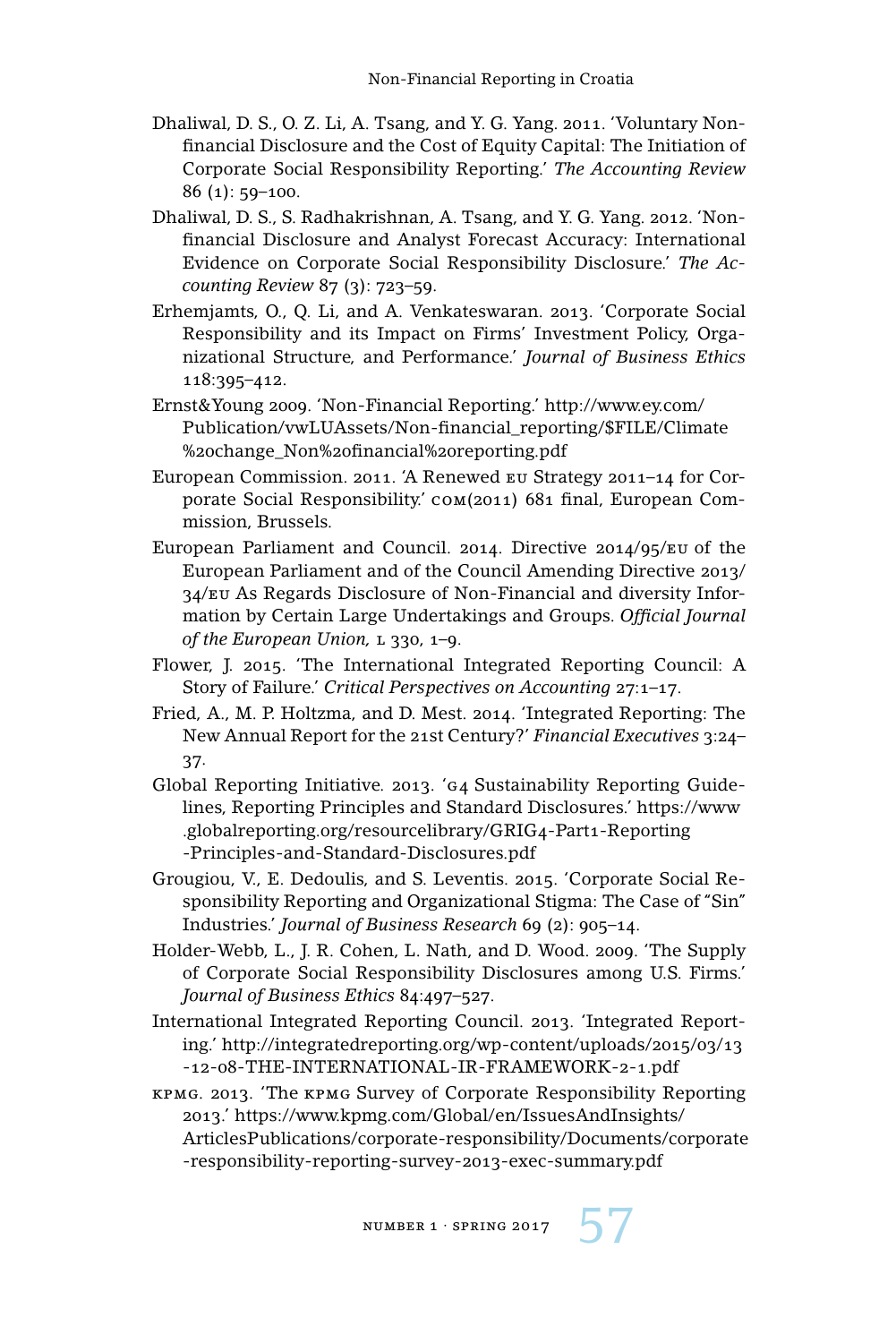Dhaliwal, D. S., O. Z. Li, A. Tsang, and Y. G. Yang. 2011. 'Voluntary Nonfinancial Disclosure and the Cost of Equity Capital: The Initiation of Corporate Social Responsibility Reporting.' *The Accounting Review* 86 (1): 59–100.

Dhaliwal, D. S., S. Radhakrishnan, A. Tsang, and Y. G. Yang. 2012. 'Nonfinancial Disclosure and Analyst Forecast Accuracy: International Evidence on Corporate Social Responsibility Disclosure.' *The Accounting Review* 87 (3): 723–59.

Erhemjamts, O., Q. Li, and A. Venkateswaran. 2013. 'Corporate Social Responsibility and its Impact on Firms' Investment Policy, Organizational Structure, and Performance.' *Journal of Business Ethics* 118:395–412.

Ernst&Young 2009. 'Non-Financial Reporting.' http://www.ey.com/Publication/vwLUAssets/Non-financial_reporting/$FILE/Climate%20change_Non%20financial%20reporting.pdf

European Commission. 2011. 'A Renewed EU Strategy 2011–14 for Corporate Social Responsibility.' COM(2011) 681 final, European Commission, Brussels.

European Parliament and Council. 2014. Directive 2014/95/EU of the European Parliament and of the Council Amending Directive 2013/34/EU As Regards Disclosure of Non-Financial and diversity Information by Certain Large Undertakings and Groups. *Official Journal of the European Union,* L 330, 1–9.

Flower, J. 2015. 'The International Integrated Reporting Council: A Story of Failure.' *Critical Perspectives on Accounting* 27:1–17.

Fried, A., M. P. Holtzma, and D. Mest. 2014. 'Integrated Reporting: The New Annual Report for the 21st Century?' *Financial Executives* 3:24–37.

Global Reporting Initiative. 2013. 'G4 Sustainability Reporting Guidelines, Reporting Principles and Standard Disclosures.' https://www.globalreporting.org/resourcelibrary/GRIG4-Part1-Reporting-Principles-and-Standard-Disclosures.pdf

Grougiou, V., E. Dedoulis, and S. Leventis. 2015. 'Corporate Social Responsibility Reporting and Organizational Stigma: The Case of "Sin" Industries.' *Journal of Business Research* 69 (2): 905–14.

Holder-Webb, L., J. R. Cohen, L. Nath, and D. Wood. 2009. 'The Supply of Corporate Social Responsibility Disclosures among U.S. Firms.' *Journal of Business Ethics* 84:497–527.

International Integrated Reporting Council. 2013. 'Integrated Reporting.' http://integratedreporting.org/wp-content/uploads/2015/03/13-12-08-THE-INTERNATIONAL-IR-FRAMEWORK-2-1.pdf

KPMG. 2013. 'The KPMG Survey of Corporate Responsibility Reporting 2013.' https://www.kpmg.com/Global/en/IssuesAndInsights/ArticlesPublications/corporate-responsibility/Documents/corporate-responsibility-reporting-survey-2013-exec-summary.pdf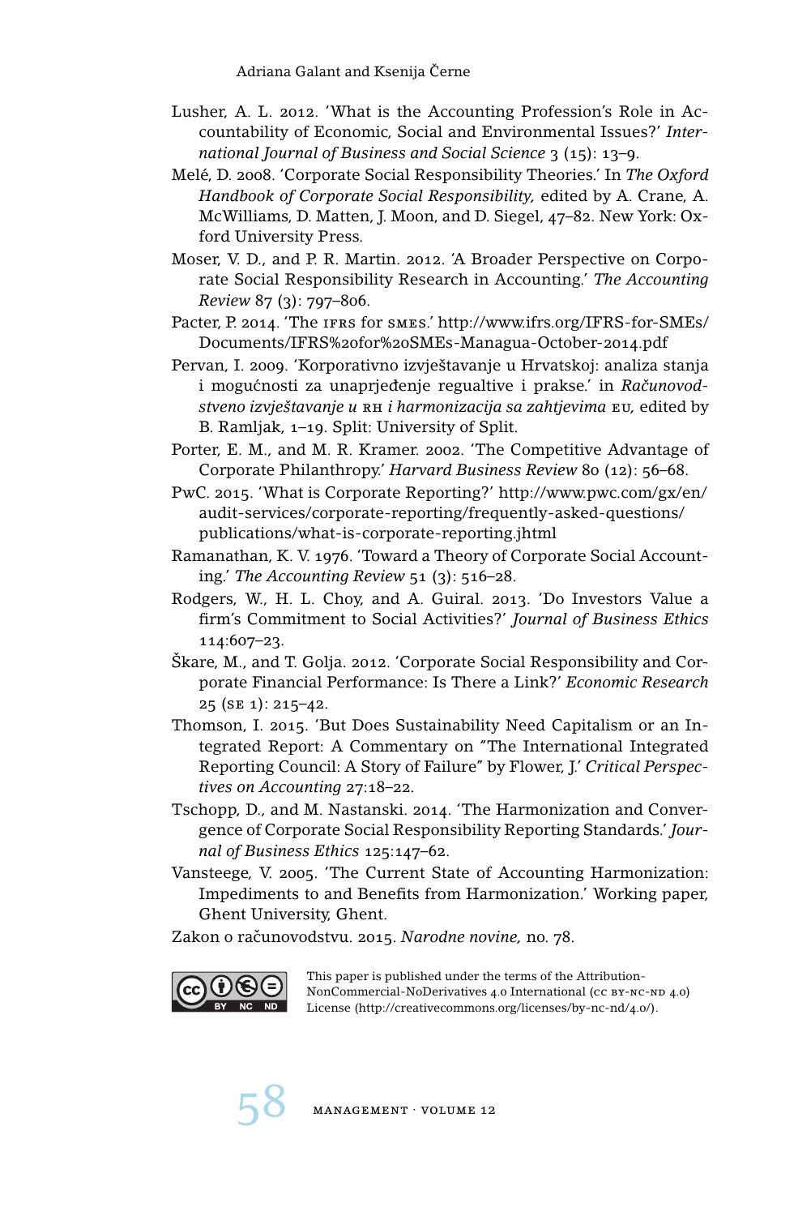Lusher, A. L. 2012. 'What is the Accounting Profession's Role in Accountability of Economic, Social and Environmental Issues?' *International Journal of Business and Social Science* 3 (15): 13–9.

Melé, D. 2008. 'Corporate Social Responsibility Theories.' In *The Oxford Handbook of Corporate Social Responsibility,* edited by A. Crane, A. McWilliams, D. Matten, J. Moon, and D. Siegel, 47–82. New York: Oxford University Press.

Moser, V. D., and P. R. Martin. 2012. 'A Broader Perspective on Corporate Social Responsibility Research in Accounting.' *The Accounting Review* 87 (3): 797–806.

Pacter, P. 2014. 'The IFRS for SMES.' http://www.ifrs.org/IFRS-for-SMEs/Documents/IFRS%20for%20SMEs-Managua-October-2014.pdf

Pervan, I. 2009. 'Korporativno izvještavanje u Hrvatskoj: analiza stanja i mogućnosti za unaprjeđenje regualtive i prakse.' in *Računovodstveno izvještavanje u RH i harmonizacija sa zahtjevima EU,* edited by B. Ramljak, 1–19. Split: University of Split.

Porter, E. M., and M. R. Kramer. 2002. 'The Competitive Advantage of Corporate Philanthropy.' *Harvard Business Review* 80 (12): 56–68.

PwC. 2015. 'What is Corporate Reporting?' http://www.pwc.com/gx/en/audit-services/corporate-reporting/frequently-asked-questions/publications/what-is-corporate-reporting.jhtml

Ramanathan, K. V. 1976. 'Toward a Theory of Corporate Social Accounting.' *The Accounting Review* 51 (3): 516–28.

Rodgers, W., H. L. Choy, and A. Guiral. 2013. 'Do Investors Value a firm's Commitment to Social Activities?' *Journal of Business Ethics* 114:607–23.

Škare, M., and T. Golja. 2012. 'Corporate Social Responsibility and Corporate Financial Performance: Is There a Link?' *Economic Research* 25 (SE 1): 215–42.

Thomson, I. 2015. 'But Does Sustainability Need Capitalism or an Integrated Report: A Commentary on "The International Integrated Reporting Council: A Story of Failure" by Flower, J.' *Critical Perspectives on Accounting* 27:18–22.

Tschopp, D., and M. Nastanski. 2014. 'The Harmonization and Convergence of Corporate Social Responsibility Reporting Standards.' *Journal of Business Ethics* 125:147–62.

Vansteege, V. 2005. 'The Current State of Accounting Harmonization: Impediments to and Benefits from Harmonization.' Working paper, Ghent University, Ghent.

Zakon o računovodstvu. 2015. *Narodne novine,* no. 78.

This paper is published under the terms of the Attribution-NonCommercial-NoDerivatives 4.0 International (CC BY-NC-ND 4.0) License (http://creativecommons.org/licenses/by-nc-nd/4.0/).